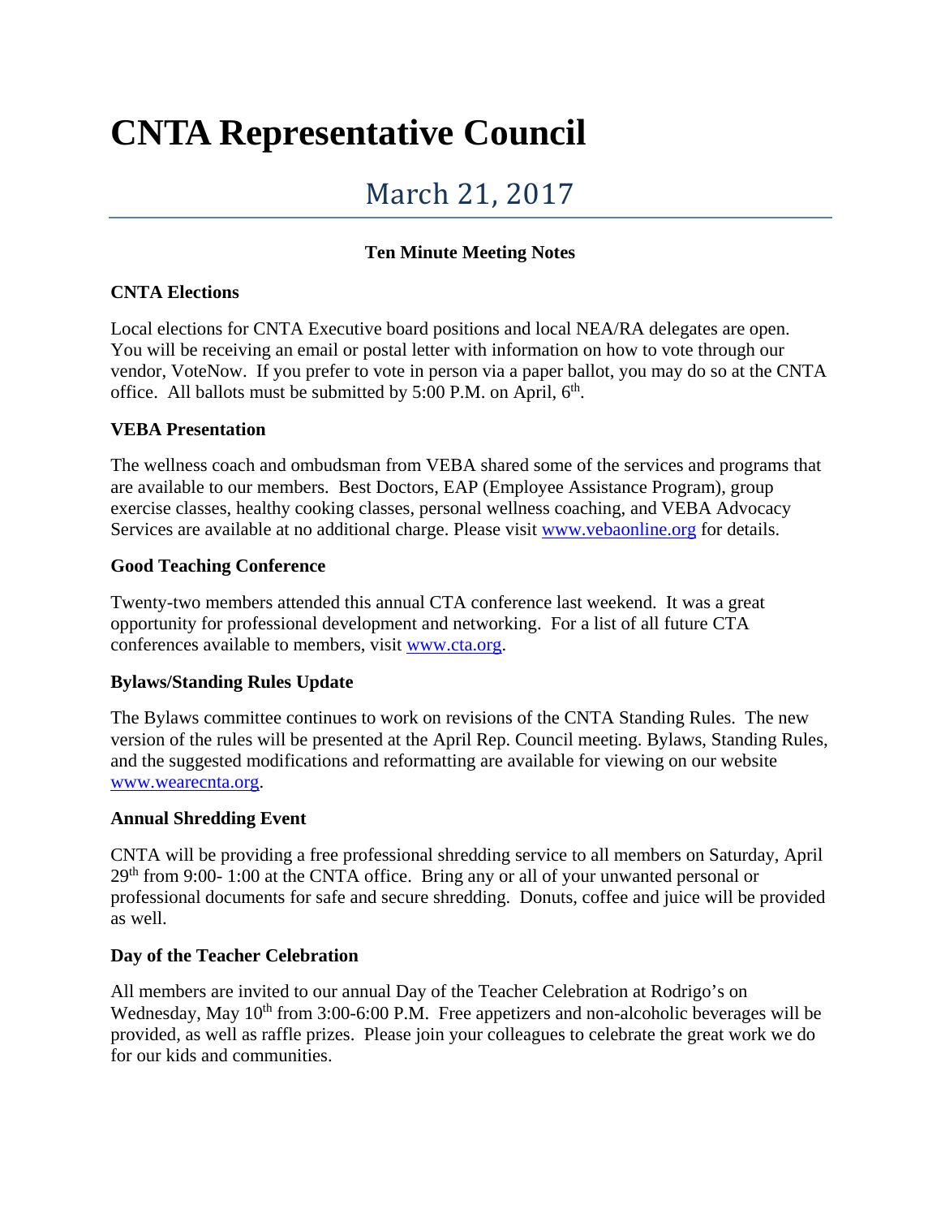# CNTA Representative Council

## March 21, 2017

**Ten Minute Meeting Notes**

**CNTA Elections**

Local elections for CNTA Executive board positions and local NEA/RA delegates are open. You will be receiving an email or postal letter with information on how to vote through our vendor, VoteNow. If you prefer to vote in person via a paper ballot, you may do so at the CNTA office. All ballots must be submitted by 5:00 P.M. on April, 6th.

**VEBA Presentation**

The wellness coach and ombudsman from VEBA shared some of the services and programs that are available to our members. Best Doctors, EAP (Employee Assistance Program), group exercise classes, healthy cooking classes, personal wellness coaching, and VEBA Advocacy Services are available at no additional charge. Please visit www.vebaonline.org for details.

**Good Teaching Conference**

Twenty-two members attended this annual CTA conference last weekend. It was a great opportunity for professional development and networking. For a list of all future CTA conferences available to members, visit www.cta.org.

**Bylaws/Standing Rules Update**

The Bylaws committee continues to work on revisions of the CNTA Standing Rules. The new version of the rules will be presented at the April Rep. Council meeting. Bylaws, Standing Rules, and the suggested modifications and reformatting are available for viewing on our website www.wearecnta.org.

**Annual Shredding Event**

CNTA will be providing a free professional shredding service to all members on Saturday, April 29th from 9:00- 1:00 at the CNTA office. Bring any or all of your unwanted personal or professional documents for safe and secure shredding. Donuts, coffee and juice will be provided as well.

**Day of the Teacher Celebration**

All members are invited to our annual Day of the Teacher Celebration at Rodrigo's on Wednesday, May 10th from 3:00-6:00 P.M. Free appetizers and non-alcoholic beverages will be provided, as well as raffle prizes. Please join your colleagues to celebrate the great work we do for our kids and communities.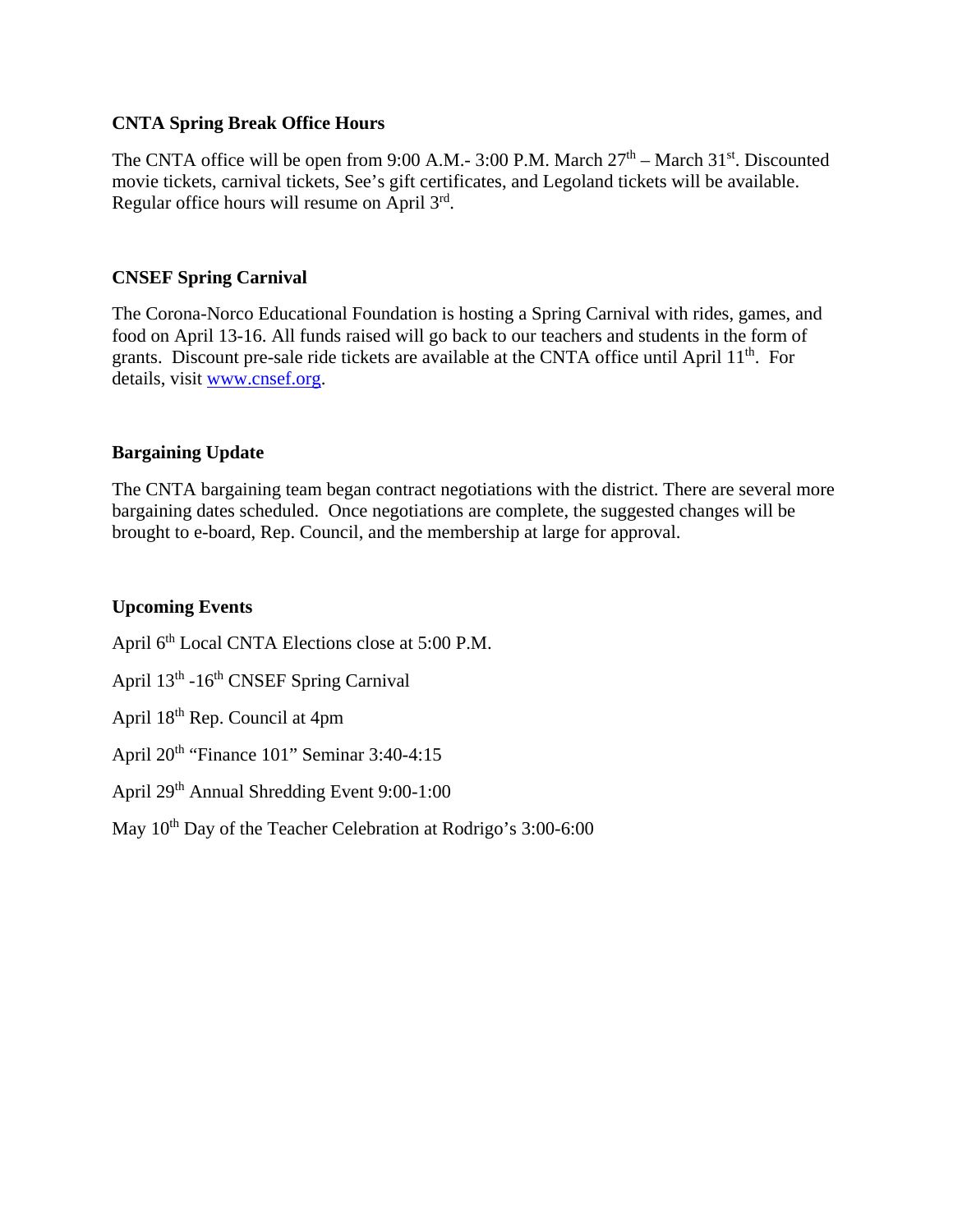**CNTA Spring Break Office Hours**

The CNTA office will be open from 9:00 A.M.- 3:00 P.M. March 27th – March 31st. Discounted movie tickets, carnival tickets, See's gift certificates, and Legoland tickets will be available. Regular office hours will resume on April 3rd.

**CNSEF Spring Carnival**

The Corona-Norco Educational Foundation is hosting a Spring Carnival with rides, games, and food on April 13-16. All funds raised will go back to our teachers and students in the form of grants. Discount pre-sale ride tickets are available at the CNTA office until April 11th. For details, visit [www.cnsef.org](http://www.cnsef.org).

**Bargaining Update**

The CNTA bargaining team began contract negotiations with the district. There are several more bargaining dates scheduled. Once negotiations are complete, the suggested changes will be brought to e-board, Rep. Council, and the membership at large for approval.

**Upcoming Events**

April 6th Local CNTA Elections close at 5:00 P.M.

April 13th -16th CNSEF Spring Carnival

April 18th Rep. Council at 4pm

April 20th "Finance 101" Seminar 3:40-4:15

April 29th Annual Shredding Event 9:00-1:00

May 10th Day of the Teacher Celebration at Rodrigo's 3:00-6:00